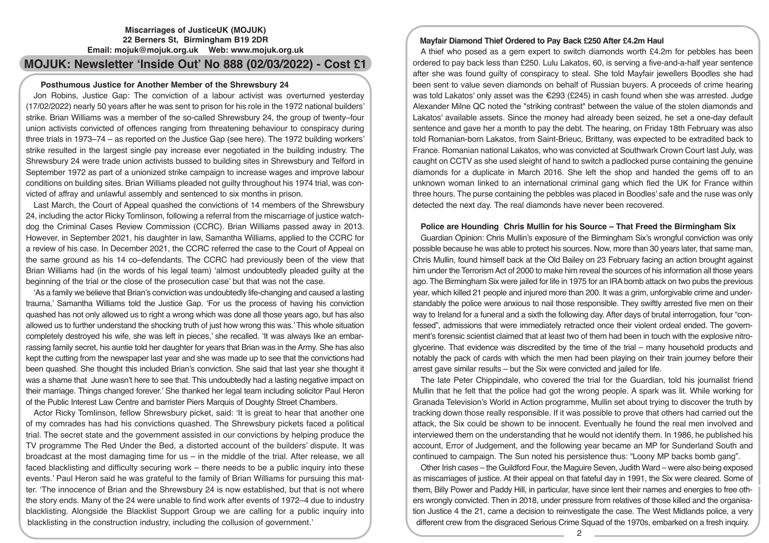**Miscarriages of JusticeUK (MOJUK)**
**22 Berners St, Birmingham B19 2DR**
**Email: mojuk@mojuk.org.uk Web: www.mojuk.org.uk**

# MOJUK: Newsletter 'Inside Out' No 888 (02/03/2022) - Cost £1

### Posthumous Justice for Another Member of the Shrewsbury 24

Jon Robins, Justice Gap: The conviction of a labour activist was overturned yesterday (17/02/2022) nearly 50 years after he was sent to prison for his role in the 1972 national builders' strike. Brian Williams was a member of the so-called Shrewsbury 24, the group of twenty–four union activists convicted of offences ranging from threatening behaviour to conspiracy during three trials in 1973–74 – as reported on the Justice Gap (see here). The 1972 building workers' strike resulted in the largest single pay increase ever negotiated in the building industry. The Shrewsbury 24 were trade union activists bussed to building sites in Shrewsbury and Telford in September 1972 as part of a unionized strike campaign to increase wages and improve labour conditions on building sites. Brian Williams pleaded not guilty throughout his 1974 trial, was convicted of affray and unlawful assembly and sentenced to six months in prison.

Last March, the Court of Appeal quashed the convictions of 14 members of the Shrewsbury 24, including the actor Ricky Tomlinson, following a referral from the miscarriage of justice watchdog the Criminal Cases Review Commission (CCRC). Brian Williams passed away in 2013. However, in September 2021, his daughter in law, Samantha Williams, applied to the CCRC for a review of his case. In December 2021, the CCRC referred the case to the Court of Appeal on the same ground as his 14 co–defendants. The CCRC had previously been of the view that Brian Williams had (in the words of his legal team) 'almost undoubtedly pleaded guilty at the beginning of the trial or the close of the prosecution case' but that was not the case.

'As a family we believe that Brian's conviction was undoubtedly life-changing and caused a lasting trauma,' Samantha Williams told the Justice Gap. 'For us the process of having his conviction quashed has not only allowed us to right a wrong which was done all those years ago, but has also allowed us to further understand the shocking truth of just how wrong this was.' This whole situation completely destroyed his wife, she was left in pieces,' she recalled. 'It was always like an embarrassing family secret, his auntie told her daughter for years that Brian was in the Army. She has also kept the cutting from the newspaper last year and she was made up to see that the convictions had been quashed. She thought this included Brian's conviction. She said that last year she thought it was a shame that June wasn't here to see that. This undoubtedly had a lasting negative impact on their marriage. Things changed forever.' She thanked her legal team including solicitor Paul Heron of the Public Interest Law Centre and barrister Piers Marquis of Doughty Street Chambers.

Actor Ricky Tomlinson, fellow Shrewsbury picket, said: 'It is great to hear that another one of my comrades has had his convictions quashed. The Shrewsbury pickets faced a political trial. The secret state and the government assisted in our convictions by helping produce the TV programme The Red Under the Bed, a distorted account of the builders' dispute. It was broadcast at the most damaging time for us – in the middle of the trial. After release, we all faced blacklisting and difficulty securing work – there needs to be a public inquiry into these events.' Paul Heron said he was grateful to the family of Brian Williams for pursuing this matter. 'The innocence of Brian and the Shrewsbury 24 is now established, but that is not where the story ends. Many of the 24 were unable to find work after events of 1972–4 due to industry blacklisting. Alongside the Blacklist Support Group we are calling for a public inquiry into blacklisting in the construction industry, including the collusion of government.'

### Mayfair Diamond Thief Ordered to Pay Back £250 After £4.2m Haul

A thief who posed as a gem expert to switch diamonds worth £4.2m for pebbles has been ordered to pay back less than £250. Lulu Lakatos, 60, is serving a five-and-a-half year sentence after she was found guilty of conspiracy to steal. She told Mayfair jewellers Boodles she had been sent to value seven diamonds on behalf of Russian buyers. A proceeds of crime hearing was told Lakatos' only asset was the €293 (£245) in cash found when she was arrested. Judge Alexander Milne QC noted the "striking contrast" between the value of the stolen diamonds and Lakatos' available assets. Since the money had already been seized, he set a one-day default sentence and gave her a month to pay the debt. The hearing, on Friday 18th February was also told Romanian-born Lakatos, from Saint-Brieuc, Brittany, was expected to be extradited back to France. Romanian national Lakatos, who was convicted at Southwark Crown Court last July, was caught on CCTV as she used sleight of hand to switch a padlocked purse containing the genuine diamonds for a duplicate in March 2016. She left the shop and handed the gems off to an unknown woman linked to an international criminal gang which fled the UK for France within three hours. The purse containing the pebbles was placed in Boodles' safe and the ruse was only detected the next day. The real diamonds have never been recovered.

### Police are Hounding Chris Mullin for his Source – That Freed the Birmingham Six

Guardian Opinion: Chris Mullin's exposure of the Birmingham Six's wrongful conviction was only possible because he was able to protect his sources. Now, more than 30 years later, that same man, Chris Mullin, found himself back at the Old Bailey on 23 February facing an action brought against him under the Terrorism Act of 2000 to make him reveal the sources of his information all those years ago. The Birmingham Six were jailed for life in 1975 for an IRA bomb attack on two pubs the previous year, which killed 21 people and injured more than 200. It was a grim, unforgivable crime and understandably the police were anxious to nail those responsible. They swiftly arrested five men on their way to Ireland for a funeral and a sixth the following day. After days of brutal interrogation, four "confessed", admissions that were immediately retracted once their violent ordeal ended. The government's forensic scientist claimed that at least two of them had been in touch with the explosive nitroglycerine. That evidence was discredited by the time of the trial – many household products and notably the pack of cards with which the men had been playing on their train journey before their arrest gave similar results – but the Six were convicted and jailed for life.

The late Peter Chippindale, who covered the trial for the Guardian, told his journalist friend Mullin that he felt that the police had got the wrong people. A spark was lit. While working for Granada Television's World in Action programme, Mullin set about trying to discover the truth by tracking down those really responsible. If it was possible to prove that others had carried out the attack, the Six could be shown to be innocent. Eventually he found the real men involved and interviewed them on the understanding that he would not identify them. In 1986, he published his account, Error of Judgement, and the following year became an MP for Sunderland South and continued to campaign. The Sun noted his persistence thus: "Loony MP backs bomb gang".

Other Irish cases – the Guildford Four, the Maguire Seven, Judith Ward – were also being exposed as miscarriages of justice. At their appeal on that fateful day in 1991, the Six were cleared. Some of them, Billy Power and Paddy Hill, in particular, have since lent their names and energies to free others wrongly convicted. Then in 2018, under pressure from relatives of those killed and the organisation Justice 4 the 21, came a decision to reinvestigate the case. The West Midlands police, a very different crew from the disgraced Serious Crime Squad of the 1970s, embarked on a fresh inquiry.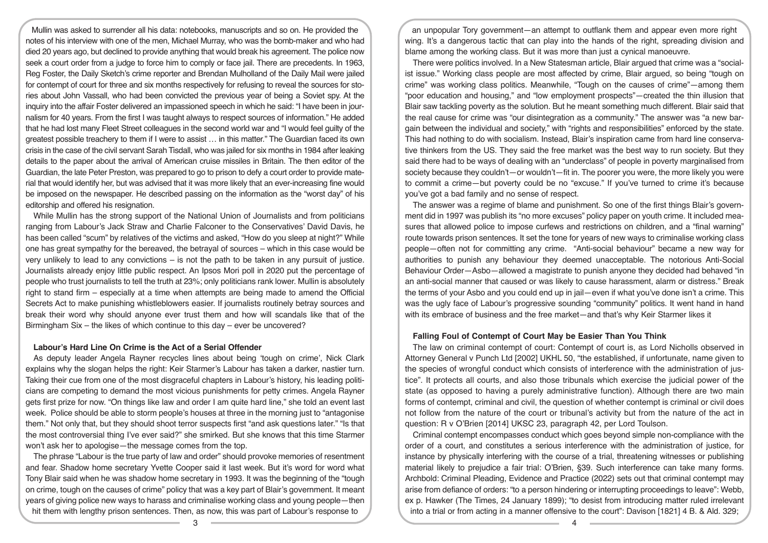Mullin was asked to surrender all his data: notebooks, manuscripts and so on. He provided the notes of his interview with one of the men, Michael Murray, who was the bomb-maker and who had died 20 years ago, but declined to provide anything that would break his agreement. The police now seek a court order from a judge to force him to comply or face jail. There are precedents. In 1963, Reg Foster, the Daily Sketch's crime reporter and Brendan Mulholland of the Daily Mail were jailed for contempt of court for three and six months respectively for refusing to reveal the sources for stories about John Vassall, who had been convicted the previous year of being a Soviet spy. At the inquiry into the affair Foster delivered an impassioned speech in which he said: "I have been in journalism for 40 years. From the first I was taught always to respect sources of information." He added that he had lost many Fleet Street colleagues in the second world war and "I would feel guilty of the greatest possible treachery to them if I were to assist … in this matter." The Guardian faced its own crisis in the case of the civil servant Sarah Tisdall, who was jailed for six months in 1984 after leaking details to the paper about the arrival of American cruise missiles in Britain. The then editor of the Guardian, the late Peter Preston, was prepared to go to prison to defy a court order to provide material that would identify her, but was advised that it was more likely that an ever-increasing fine would be imposed on the newspaper. He described passing on the information as the "worst day" of his editorship and offered his resignation.

While Mullin has the strong support of the National Union of Journalists and from politicians ranging from Labour's Jack Straw and Charlie Falconer to the Conservatives' David Davis, he has been called "scum" by relatives of the victims and asked, "How do you sleep at night?" While one has great sympathy for the bereaved, the betrayal of sources – which in this case would be very unlikely to lead to any convictions – is not the path to be taken in any pursuit of justice. Journalists already enjoy little public respect. An Ipsos Mori poll in 2020 put the percentage of people who trust journalists to tell the truth at 23%; only politicians rank lower. Mullin is absolutely right to stand firm – especially at a time when attempts are being made to amend the Official Secrets Act to make punishing whistleblowers easier. If journalists routinely betray sources and break their word why should anyone ever trust them and how will scandals like that of the Birmingham Six – the likes of which continue to this day – ever be uncovered?

## Labour's Hard Line On Crime is the Act of a Serial Offender

As deputy leader Angela Rayner recycles lines about being 'tough on crime', Nick Clark explains why the slogan helps the right: Keir Starmer's Labour has taken a darker, nastier turn. Taking their cue from one of the most disgraceful chapters in Labour's history, his leading politicians are competing to demand the most vicious punishments for petty crimes. Angela Rayner gets first prize for now. "On things like law and order I am quite hard line," she told an event last week. Police should be able to storm people's houses at three in the morning just to "antagonise them." Not only that, but they should shoot terror suspects first "and ask questions later." "Is that the most controversial thing I've ever said?" she smirked. But she knows that this time Starmer won't ask her to apologise—the message comes from the top.

The phrase "Labour is the true party of law and order" should provoke memories of resentment and fear. Shadow home secretary Yvette Cooper said it last week. But it's word for word what Tony Blair said when he was shadow home secretary in 1993. It was the beginning of the "tough on crime, tough on the causes of crime" policy that was a key part of Blair's government. It meant years of giving police new ways to harass and criminalise working class and young people—then hit them with lengthy prison sentences. Then, as now, this was part of Labour's response to an unpopular Tory government—an attempt to outflank them and appear even more right wing. It's a dangerous tactic that can play into the hands of the right, spreading division and blame among the working class. But it was more than just a cynical manoeuvre.

There were politics involved. In a New Statesman article, Blair argued that crime was a "socialist issue." Working class people are most affected by crime, Blair argued, so being "tough on crime" was working class politics. Meanwhile, "Tough on the causes of crime"—among them "poor education and housing," and "low employment prospects"—created the thin illusion that Blair saw tackling poverty as the solution. But he meant something much different. Blair said that the real cause for crime was "our disintegration as a community." The answer was "a new bargain between the individual and society," with "rights and responsibilities" enforced by the state. This had nothing to do with socialism. Instead, Blair's inspiration came from hard line conservative thinkers from the US. They said the free market was the best way to run society. But they said there had to be ways of dealing with an "underclass" of people in poverty marginalised from society because they couldn't—or wouldn't—fit in. The poorer you were, the more likely you were to commit a crime—but poverty could be no "excuse." If you've turned to crime it's because you've got a bad family and no sense of respect.

The answer was a regime of blame and punishment. So one of the first things Blair's government did in 1997 was publish its "no more excuses" policy paper on youth crime. It included measures that allowed police to impose curfews and restrictions on children, and a "final warning" route towards prison sentences. It set the tone for years of new ways to criminalise working class people—often not for committing any crime. "Anti-social behaviour" became a new way for authorities to punish any behaviour they deemed unacceptable. The notorious Anti-Social Behaviour Order—Asbo—allowed a magistrate to punish anyone they decided had behaved "in an anti-social manner that caused or was likely to cause harassment, alarm or distress." Break the terms of your Asbo and you could end up in jail—even if what you've done isn't a crime. This was the ugly face of Labour's progressive sounding "community" politics. It went hand in hand with its embrace of business and the free market—and that's why Keir Starmer likes it

## Falling Foul of Contempt of Court May be Easier Than You Think

The law on criminal contempt of court: Contempt of court is, as Lord Nicholls observed in Attorney General v Punch Ltd [2002] UKHL 50, "the established, if unfortunate, name given to the species of wrongful conduct which consists of interference with the administration of justice". It protects all courts, and also those tribunals which exercise the judicial power of the state (as opposed to having a purely administrative function). Although there are two main forms of contempt, criminal and civil, the question of whether contempt is criminal or civil does not follow from the nature of the court or tribunal's activity but from the nature of the act in question: R v O'Brien [2014] UKSC 23, paragraph 42, per Lord Toulson.

Criminal contempt encompasses conduct which goes beyond simple non-compliance with the order of a court, and constitutes a serious interference with the administration of justice, for instance by physically interfering with the course of a trial, threatening witnesses or publishing material likely to prejudice a fair trial: O'Brien, §39. Such interference can take many forms. Archbold: Criminal Pleading, Evidence and Practice (2022) sets out that criminal contempt may arise from defiance of orders: "to a person hindering or interrupting proceedings to leave": Webb, ex p. Hawker (The Times, 24 January 1899); "to desist from introducing matter ruled irrelevant into a trial or from acting in a manner offensive to the court": Davison [1821] 4 B. & Ald. 329;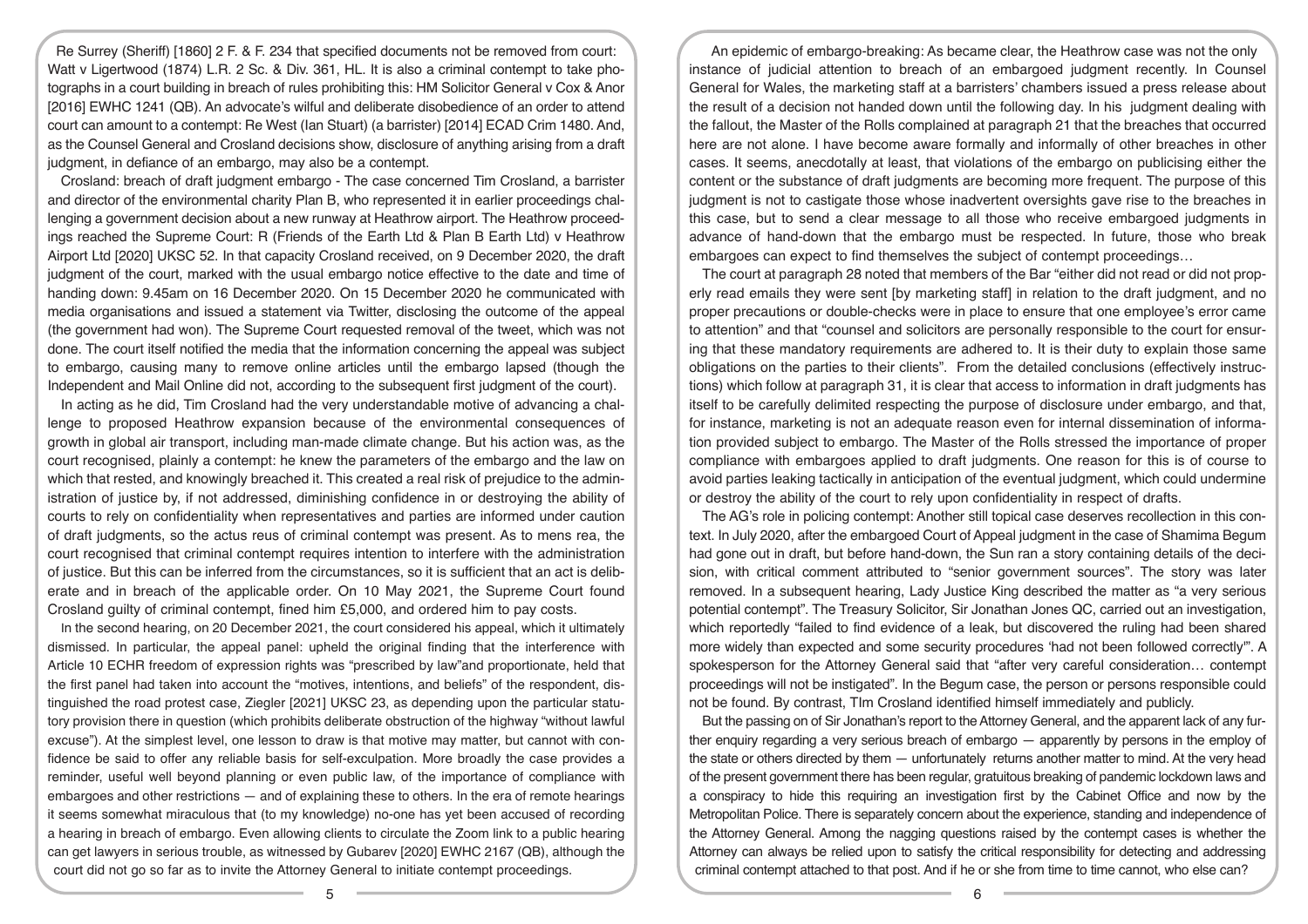Re Surrey (Sheriff) [1860] 2 F. & F. 234 that specified documents not be removed from court: Watt v Ligertwood (1874) L.R. 2 Sc. & Div. 361, HL. It is also a criminal contempt to take photographs in a court building in breach of rules prohibiting this: HM Solicitor General v Cox & Anor [2016] EWHC 1241 (QB). An advocate's wilful and deliberate disobedience of an order to attend court can amount to a contempt: Re West (Ian Stuart) (a barrister) [2014] ECAD Crim 1480. And, as the Counsel General and Crosland decisions show, disclosure of anything arising from a draft judgment, in defiance of an embargo, may also be a contempt.

**Crosland: breach of draft judgment embargo** - The case concerned Tim Crosland, a barrister and director of the environmental charity Plan B, who represented it in earlier proceedings challenging a government decision about a new runway at Heathrow airport. The Heathrow proceedings reached the Supreme Court: R (Friends of the Earth Ltd & Plan B Earth Ltd) v Heathrow Airport Ltd [2020] UKSC 52. In that capacity Crosland received, on 9 December 2020, the draft judgment of the court, marked with the usual embargo notice effective to the date and time of handing down: 9.45am on 16 December 2020. On 15 December 2020 he communicated with media organisations and issued a statement via Twitter, disclosing the outcome of the appeal (the government had won). The Supreme Court requested removal of the tweet, which was not done. The court itself notified the media that the information concerning the appeal was subject to embargo, causing many to remove online articles until the embargo lapsed (though the Independent and Mail Online did not, according to the subsequent first judgment of the court).

In acting as he did, Tim Crosland had the very understandable motive of advancing a challenge to proposed Heathrow expansion because of the environmental consequences of growth in global air transport, including man-made climate change. But his action was, as the court recognised, plainly a contempt: he knew the parameters of the embargo and the law on which that rested, and knowingly breached it. This created a real risk of prejudice to the administration of justice by, if not addressed, diminishing confidence in or destroying the ability of courts to rely on confidentiality when representatives and parties are informed under caution of draft judgments, so the actus reus of criminal contempt was present. As to mens rea, the court recognised that criminal contempt requires intention to interfere with the administration of justice. But this can be inferred from the circumstances, so it is sufficient that an act is deliberate and in breach of the applicable order. On 10 May 2021, the Supreme Court found Crosland guilty of criminal contempt, fined him £5,000, and ordered him to pay costs.

In the second hearing, on 20 December 2021, the court considered his appeal, which it ultimately dismissed. In particular, the appeal panel: upheld the original finding that the interference with Article 10 ECHR freedom of expression rights was "prescribed by law"and proportionate, held that the first panel had taken into account the "motives, intentions, and beliefs" of the respondent, distinguished the road protest case, Ziegler [2021] UKSC 23, as depending upon the particular statutory provision there in question (which prohibits deliberate obstruction of the highway "without lawful excuse"). At the simplest level, one lesson to draw is that motive may matter, but cannot with confidence be said to offer any reliable basis for self-exculpation. More broadly the case provides a reminder, useful well beyond planning or even public law, of the importance of compliance with embargoes and other restrictions — and of explaining these to others. In the era of remote hearings it seems somewhat miraculous that (to my knowledge) no-one has yet been accused of recording a hearing in breach of embargo. Even allowing clients to circulate the Zoom link to a public hearing can get lawyers in serious trouble, as witnessed by Gubarev [2020] EWHC 2167 (QB), although the court did not go so far as to invite the Attorney General to initiate contempt proceedings.

**An epidemic of embargo-breaking:** As became clear, the Heathrow case was not the only instance of judicial attention to breach of an embargoed judgment recently. In Counsel General for Wales, the marketing staff at a barristers' chambers issued a press release about the result of a decision not handed down until the following day. In his judgment dealing with the fallout, the Master of the Rolls complained at paragraph 21 that the breaches that occurred here are not alone. I have become aware formally and informally of other breaches in other cases. It seems, anecdotally at least, that violations of the embargo on publicising either the content or the substance of draft judgments are becoming more frequent. The purpose of this judgment is not to castigate those whose inadvertent oversights gave rise to the breaches in this case, but to send a clear message to all those who receive embargoed judgments in advance of hand-down that the embargo must be respected. In future, those who break embargoes can expect to find themselves the subject of contempt proceedings…

The court at paragraph 28 noted that members of the Bar "either did not read or did not properly read emails they were sent [by marketing staff] in relation to the draft judgment, and no proper precautions or double-checks were in place to ensure that one employee's error came to attention" and that "counsel and solicitors are personally responsible to the court for ensuring that these mandatory requirements are adhered to. It is their duty to explain those same obligations on the parties to their clients". From the detailed conclusions (effectively instructions) which follow at paragraph 31, it is clear that access to information in draft judgments has itself to be carefully delimited respecting the purpose of disclosure under embargo, and that, for instance, marketing is not an adequate reason even for internal dissemination of information provided subject to embargo. The Master of the Rolls stressed the importance of proper compliance with embargoes applied to draft judgments. One reason for this is of course to avoid parties leaking tactically in anticipation of the eventual judgment, which could undermine or destroy the ability of the court to rely upon confidentiality in respect of drafts.

**The AG's role in policing contempt:** Another still topical case deserves recollection in this context. In July 2020, after the embargoed Court of Appeal judgment in the case of Shamima Begum had gone out in draft, but before hand-down, the Sun ran a story containing details of the decision, with critical comment attributed to "senior government sources". The story was later removed. In a subsequent hearing, Lady Justice King described the matter as "a very serious potential contempt". The Treasury Solicitor, Sir Jonathan Jones QC, carried out an investigation, which reportedly "failed to find evidence of a leak, but discovered the ruling had been shared more widely than expected and some security procedures 'had not been followed correctly'". A spokesperson for the Attorney General said that "after very careful consideration… contempt proceedings will not be instigated". In the Begum case, the person or persons responsible could not be found. By contrast, TIm Crosland identified himself immediately and publicly.

But the passing on of Sir Jonathan's report to the Attorney General, and the apparent lack of any further enquiry regarding a very serious breach of embargo — apparently by persons in the employ of the state or others directed by them — unfortunately returns another matter to mind. At the very head of the present government there has been regular, gratuitous breaking of pandemic lockdown laws and a conspiracy to hide this requiring an investigation first by the Cabinet Office and now by the Metropolitan Police. There is separately concern about the experience, standing and independence of the Attorney General. Among the nagging questions raised by the contempt cases is whether the Attorney can always be relied upon to satisfy the critical responsibility for detecting and addressing criminal contempt attached to that post. And if he or she from time to time cannot, who else can?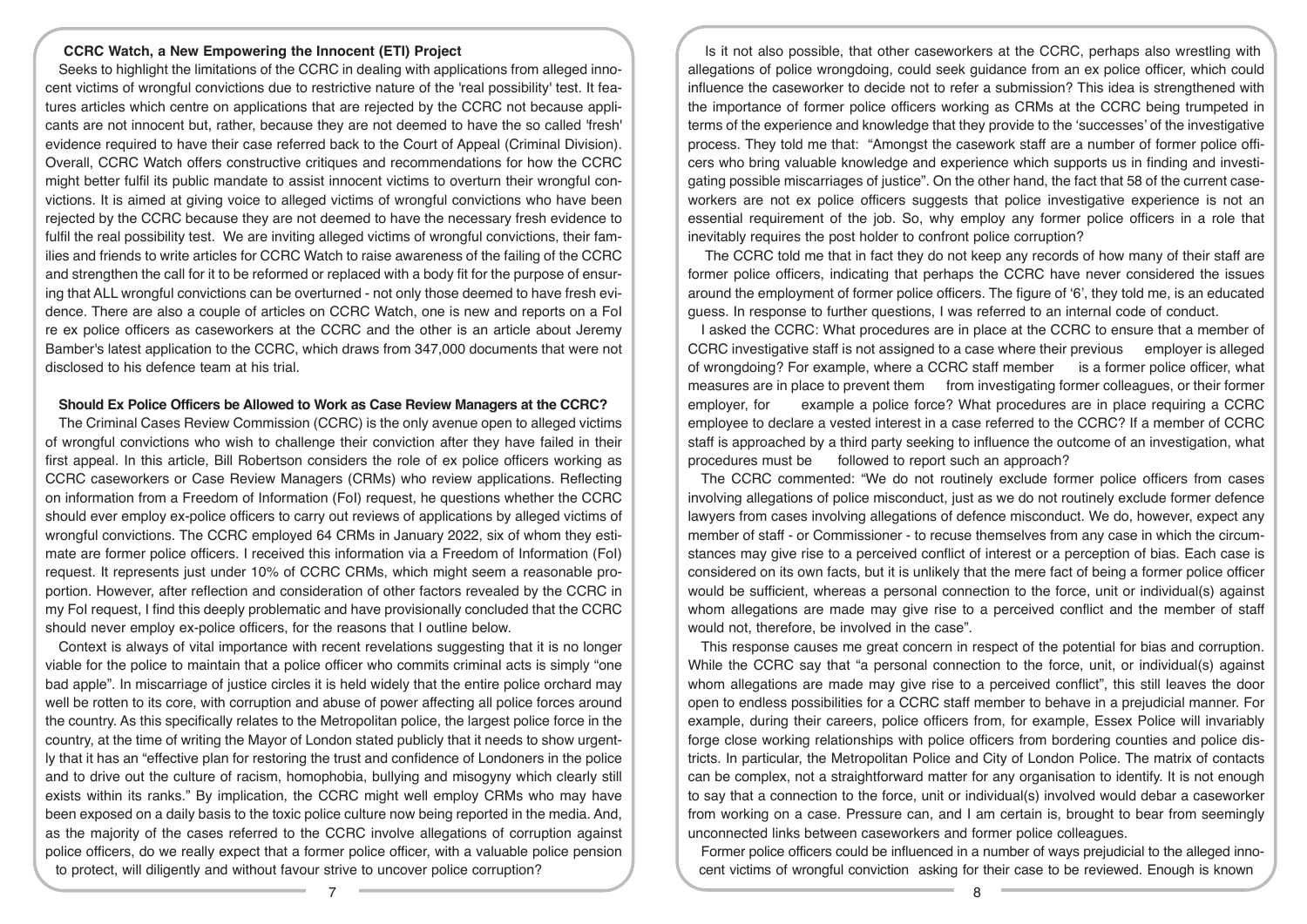### CCRC Watch, a New Empowering the Innocent (ETI) Project

Seeks to highlight the limitations of the CCRC in dealing with applications from alleged innocent victims of wrongful convictions due to restrictive nature of the 'real possibility' test. It features articles which centre on applications that are rejected by the CCRC not because applicants are not innocent but, rather, because they are not deemed to have the so called 'fresh' evidence required to have their case referred back to the Court of Appeal (Criminal Division). Overall, CCRC Watch offers constructive critiques and recommendations for how the CCRC might better fulfil its public mandate to assist innocent victims to overturn their wrongful convictions. It is aimed at giving voice to alleged victims of wrongful convictions who have been rejected by the CCRC because they are not deemed to have the necessary fresh evidence to fulfil the real possibility test. We are inviting alleged victims of wrongful convictions, their families and friends to write articles for CCRC Watch to raise awareness of the failing of the CCRC and strengthen the call for it to be reformed or replaced with a body fit for the purpose of ensuring that ALL wrongful convictions can be overturned - not only those deemed to have fresh evidence. There are also a couple of articles on CCRC Watch, one is new and reports on a FoI re ex police officers as caseworkers at the CCRC and the other is an article about Jeremy Bamber's latest application to the CCRC, which draws from 347,000 documents that were not disclosed to his defence team at his trial.

### Should Ex Police Officers be Allowed to Work as Case Review Managers at the CCRC?

The Criminal Cases Review Commission (CCRC) is the only avenue open to alleged victims of wrongful convictions who wish to challenge their conviction after they have failed in their first appeal. In this article, Bill Robertson considers the role of ex police officers working as CCRC caseworkers or Case Review Managers (CRMs) who review applications. Reflecting on information from a Freedom of Information (FoI) request, he questions whether the CCRC should ever employ ex-police officers to carry out reviews of applications by alleged victims of wrongful convictions. The CCRC employed 64 CRMs in January 2022, six of whom they estimate are former police officers. I received this information via a Freedom of Information (FoI) request. It represents just under 10% of CCRC CRMs, which might seem a reasonable proportion. However, after reflection and consideration of other factors revealed by the CCRC in my FoI request, I find this deeply problematic and have provisionally concluded that the CCRC should never employ ex-police officers, for the reasons that I outline below.

Context is always of vital importance with recent revelations suggesting that it is no longer viable for the police to maintain that a police officer who commits criminal acts is simply "one bad apple". In miscarriage of justice circles it is held widely that the entire police orchard may well be rotten to its core, with corruption and abuse of power affecting all police forces around the country. As this specifically relates to the Metropolitan police, the largest police force in the country, at the time of writing the Mayor of London stated publicly that it needs to show urgently that it has an "effective plan for restoring the trust and confidence of Londoners in the police and to drive out the culture of racism, homophobia, bullying and misogyny which clearly still exists within its ranks." By implication, the CCRC might well employ CRMs who may have been exposed on a daily basis to the toxic police culture now being reported in the media. And, as the majority of the cases referred to the CCRC involve allegations of corruption against police officers, do we really expect that a former police officer, with a valuable police pension to protect, will diligently and without favour strive to uncover police corruption?

Is it not also possible, that other caseworkers at the CCRC, perhaps also wrestling with allegations of police wrongdoing, could seek guidance from an ex police officer, which could influence the caseworker to decide not to refer a submission? This idea is strengthened with the importance of former police officers working as CRMs at the CCRC being trumpeted in terms of the experience and knowledge that they provide to the 'successes' of the investigative process. They told me that: "Amongst the casework staff are a number of former police officers who bring valuable knowledge and experience which supports us in finding and investigating possible miscarriages of justice". On the other hand, the fact that 58 of the current caseworkers are not ex police officers suggests that police investigative experience is not an essential requirement of the job. So, why employ any former police officers in a role that inevitably requires the post holder to confront police corruption?

The CCRC told me that in fact they do not keep any records of how many of their staff are former police officers, indicating that perhaps the CCRC have never considered the issues around the employment of former police officers. The figure of '6', they told me, is an educated guess. In response to further questions, I was referred to an internal code of conduct.

I asked the CCRC: What procedures are in place at the CCRC to ensure that a member of CCRC investigative staff is not assigned to a case where their previous employer is alleged of wrongdoing? For example, where a CCRC staff member is a former police officer, what measures are in place to prevent them from investigating former colleagues, or their former employer, for example a police force? What procedures are in place requiring a CCRC employee to declare a vested interest in a case referred to the CCRC? If a member of CCRC staff is approached by a third party seeking to influence the outcome of an investigation, what procedures must be followed to report such an approach?

The CCRC commented: "We do not routinely exclude former police officers from cases involving allegations of police misconduct, just as we do not routinely exclude former defence lawyers from cases involving allegations of defence misconduct. We do, however, expect any member of staff - or Commissioner - to recuse themselves from any case in which the circumstances may give rise to a perceived conflict of interest or a perception of bias. Each case is considered on its own facts, but it is unlikely that the mere fact of being a former police officer would be sufficient, whereas a personal connection to the force, unit or individual(s) against whom allegations are made may give rise to a perceived conflict and the member of staff would not, therefore, be involved in the case".

This response causes me great concern in respect of the potential for bias and corruption. While the CCRC say that "a personal connection to the force, unit, or individual(s) against whom allegations are made may give rise to a perceived conflict", this still leaves the door open to endless possibilities for a CCRC staff member to behave in a prejudicial manner. For example, during their careers, police officers from, for example, Essex Police will invariably forge close working relationships with police officers from bordering counties and police districts. In particular, the Metropolitan Police and City of London Police. The matrix of contacts can be complex, not a straightforward matter for any organisation to identify. It is not enough to say that a connection to the force, unit or individual(s) involved would debar a caseworker from working on a case. Pressure can, and I am certain is, brought to bear from seemingly unconnected links between caseworkers and former police colleagues.

Former police officers could be influenced in a number of ways prejudicial to the alleged innocent victims of wrongful conviction asking for their case to be reviewed. Enough is known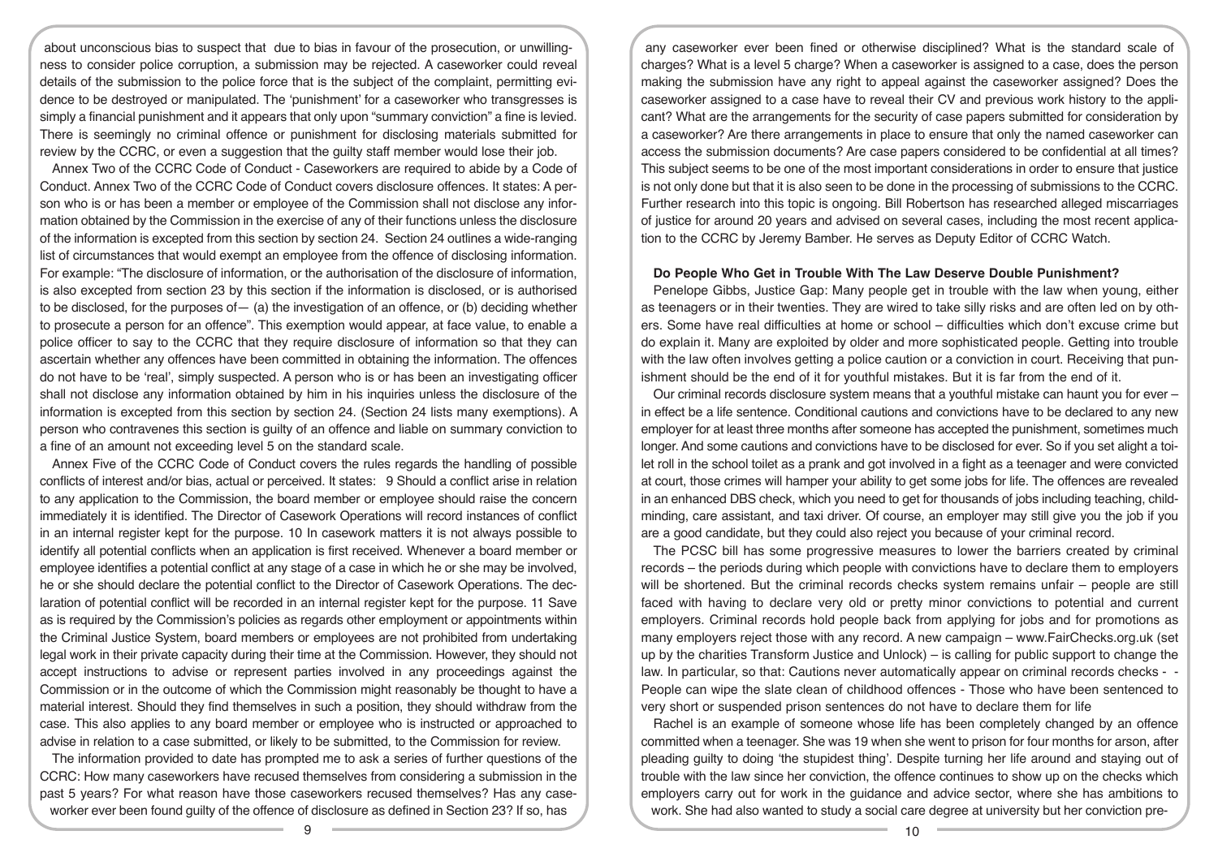about unconscious bias to suspect that due to bias in favour of the prosecution, or unwillingness to consider police corruption, a submission may be rejected. A caseworker could reveal details of the submission to the police force that is the subject of the complaint, permitting evidence to be destroyed or manipulated. The 'punishment' for a caseworker who transgresses is simply a financial punishment and it appears that only upon "summary conviction" a fine is levied. There is seemingly no criminal offence or punishment for disclosing materials submitted for review by the CCRC, or even a suggestion that the guilty staff member would lose their job.

Annex Two of the CCRC Code of Conduct - Caseworkers are required to abide by a Code of Conduct. Annex Two of the CCRC Code of Conduct covers disclosure offences. It states: A person who is or has been a member or employee of the Commission shall not disclose any information obtained by the Commission in the exercise of any of their functions unless the disclosure of the information is excepted from this section by section 24. Section 24 outlines a wide-ranging list of circumstances that would exempt an employee from the offence of disclosing information. For example: "The disclosure of information, or the authorisation of the disclosure of information, is also excepted from section 23 by this section if the information is disclosed, or is authorised to be disclosed, for the purposes of— (a) the investigation of an offence, or (b) deciding whether to prosecute a person for an offence". This exemption would appear, at face value, to enable a police officer to say to the CCRC that they require disclosure of information so that they can ascertain whether any offences have been committed in obtaining the information. The offences do not have to be 'real', simply suspected. A person who is or has been an investigating officer shall not disclose any information obtained by him in his inquiries unless the disclosure of the information is excepted from this section by section 24. (Section 24 lists many exemptions). A person who contravenes this section is guilty of an offence and liable on summary conviction to a fine of an amount not exceeding level 5 on the standard scale.

Annex Five of the CCRC Code of Conduct covers the rules regards the handling of possible conflicts of interest and/or bias, actual or perceived. It states: 9 Should a conflict arise in relation to any application to the Commission, the board member or employee should raise the concern immediately it is identified. The Director of Casework Operations will record instances of conflict in an internal register kept for the purpose. 10 In casework matters it is not always possible to identify all potential conflicts when an application is first received. Whenever a board member or employee identifies a potential conflict at any stage of a case in which he or she may be involved, he or she should declare the potential conflict to the Director of Casework Operations. The declaration of potential conflict will be recorded in an internal register kept for the purpose. 11 Save as is required by the Commission's policies as regards other employment or appointments within the Criminal Justice System, board members or employees are not prohibited from undertaking legal work in their private capacity during their time at the Commission. However, they should not accept instructions to advise or represent parties involved in any proceedings against the Commission or in the outcome of which the Commission might reasonably be thought to have a material interest. Should they find themselves in such a position, they should withdraw from the case. This also applies to any board member or employee who is instructed or approached to advise in relation to a case submitted, or likely to be submitted, to the Commission for review.

The information provided to date has prompted me to ask a series of further questions of the CCRC: How many caseworkers have recused themselves from considering a submission in the past 5 years? For what reason have those caseworkers recused themselves? Has any caseworker ever been found guilty of the offence of disclosure as defined in Section 23? If so, has any caseworker ever been fined or otherwise disciplined? What is the standard scale of charges? What is a level 5 charge? When a caseworker is assigned to a case, does the person making the submission have any right to appeal against the caseworker assigned? Does the caseworker assigned to a case have to reveal their CV and previous work history to the applicant? What are the arrangements for the security of case papers submitted for consideration by a caseworker? Are there arrangements in place to ensure that only the named caseworker can access the submission documents? Are case papers considered to be confidential at all times? This subject seems to be one of the most important considerations in order to ensure that justice is not only done but that it is also seen to be done in the processing of submissions to the CCRC. Further research into this topic is ongoing. Bill Robertson has researched alleged miscarriages of justice for around 20 years and advised on several cases, including the most recent application to the CCRC by Jeremy Bamber. He serves as Deputy Editor of CCRC Watch.

## Do People Who Get in Trouble With The Law Deserve Double Punishment?

Penelope Gibbs, Justice Gap: Many people get in trouble with the law when young, either as teenagers or in their twenties. They are wired to take silly risks and are often led on by others. Some have real difficulties at home or school – difficulties which don't excuse crime but do explain it. Many are exploited by older and more sophisticated people. Getting into trouble with the law often involves getting a police caution or a conviction in court. Receiving that punishment should be the end of it for youthful mistakes. But it is far from the end of it.

Our criminal records disclosure system means that a youthful mistake can haunt you for ever – in effect be a life sentence. Conditional cautions and convictions have to be declared to any new employer for at least three months after someone has accepted the punishment, sometimes much longer. And some cautions and convictions have to be disclosed for ever. So if you set alight a toilet roll in the school toilet as a prank and got involved in a fight as a teenager and were convicted at court, those crimes will hamper your ability to get some jobs for life. The offences are revealed in an enhanced DBS check, which you need to get for thousands of jobs including teaching, childminding, care assistant, and taxi driver. Of course, an employer may still give you the job if you are a good candidate, but they could also reject you because of your criminal record.

The PCSC bill has some progressive measures to lower the barriers created by criminal records – the periods during which people with convictions have to declare them to employers will be shortened. But the criminal records checks system remains unfair – people are still faced with having to declare very old or pretty minor convictions to potential and current employers. Criminal records hold people back from applying for jobs and for promotions as many employers reject those with any record. A new campaign – www.FairChecks.org.uk (set up by the charities Transform Justice and Unlock) – is calling for public support to change the law. In particular, so that: Cautions never automatically appear on criminal records checks - - People can wipe the slate clean of childhood offences - Those who have been sentenced to very short or suspended prison sentences do not have to declare them for life

Rachel is an example of someone whose life has been completely changed by an offence committed when a teenager. She was 19 when she went to prison for four months for arson, after pleading guilty to doing 'the stupidest thing'. Despite turning her life around and staying out of trouble with the law since her conviction, the offence continues to show up on the checks which employers carry out for work in the guidance and advice sector, where she has ambitions to work. She had also wanted to study a social care degree at university but her conviction pre-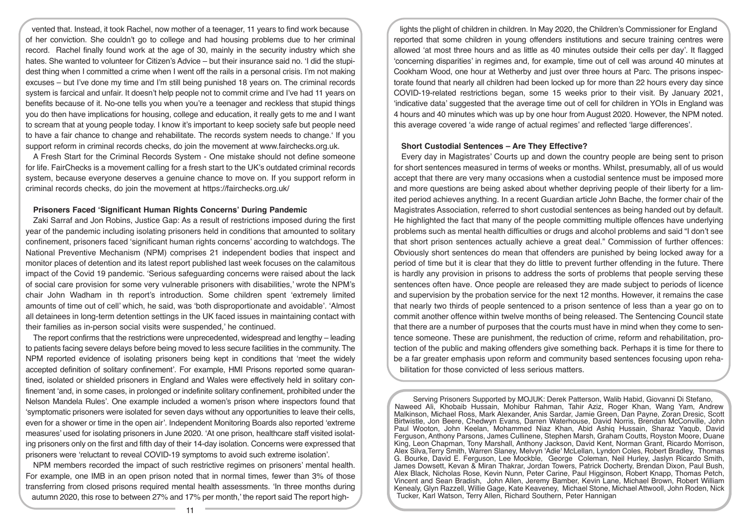vented that. Instead, it took Rachel, now mother of a teenager, 11 years to find work because of her conviction. She couldn't go to college and had housing problems due to her criminal record. Rachel finally found work at the age of 30, mainly in the security industry which she hates. She wanted to volunteer for Citizen's Advice – but their insurance said no. 'I did the stupidest thing when I committed a crime when I went off the rails in a personal crisis. I'm not making excuses – but I've done my time and I'm still being punished 18 years on. The criminal records system is farcical and unfair. It doesn't help people not to commit crime and I've had 11 years on benefits because of it. No-one tells you when you're a teenager and reckless that stupid things you do then have implications for housing, college and education, it really gets to me and I want to scream that at young people today. I know it's important to keep society safe but people need to have a fair chance to change and rehabilitate. The records system needs to change.' If you support reform in criminal records checks, do join the movement at www.fairchecks.org.uk.

A Fresh Start for the Criminal Records System - One mistake should not define someone for life. FairChecks is a movement calling for a fresh start to the UK's outdated criminal records system, because everyone deserves a genuine chance to move on. If you support reform in criminal records checks, do join the movement at https://fairchecks.org.uk/

**Prisoners Faced 'Significant Human Rights Concerns' During Pandemic**

Zaki Sarraf and Jon Robins, Justice Gap: As a result of restrictions imposed during the first year of the pandemic including isolating prisoners held in conditions that amounted to solitary confinement, prisoners faced 'significant human rights concerns' according to watchdogs. The National Preventive Mechanism (NPM) comprises 21 independent bodies that inspect and monitor places of detention and its latest report published last week focuses on the calamitous impact of the Covid 19 pandemic. 'Serious safeguarding concerns were raised about the lack of social care provision for some very vulnerable prisoners with disabilities,' wrote the NPM's chair John Wadham in th report's introduction. Some children spent 'extremely limited amounts of time out of cell' which, he said, was 'both disproportionate and avoidable'. 'Almost all detainees in long-term detention settings in the UK faced issues in maintaining contact with their families as in-person social visits were suspended,' he continued.

The report confirms that the restrictions were unprecedented, widespread and lengthy – leading to patients facing severe delays before being moved to less secure facilities in the community. The NPM reported evidence of isolating prisoners being kept in conditions that 'meet the widely accepted definition of solitary confinement'. For example, HMI Prisons reported some quarantined, isolated or shielded prisoners in England and Wales were effectively held in solitary confinement 'and, in some cases, in prolonged or indefinite solitary confinement, prohibited under the Nelson Mandela Rules'. One example included a women's prison where inspectors found that 'symptomatic prisoners were isolated for seven days without any opportunities to leave their cells, even for a shower or time in the open air'. Independent Monitoring Boards also reported 'extreme measures' used for isolating prisoners in June 2020. 'At one prison, healthcare staff visited isolating prisoners only on the first and fifth day of their 14-day isolation. Concerns were expressed that prisoners were 'reluctant to reveal COVID-19 symptoms to avoid such extreme isolation'.

NPM members recorded the impact of such restrictive regimes on prisoners' mental health. For example, one IMB in an open prison noted that in normal times, fewer than 3% of those transferring from closed prisons required mental health assessments. 'In three months during autumn 2020, this rose to between 27% and 17% per month,' the report said The report highlights the plight of children in children. In May 2020, the Children's Commissioner for England reported that some children in young offenders institutions and secure training centres were allowed 'at most three hours and as little as 40 minutes outside their cells per day'. It flagged 'concerning disparities' in regimes and, for example, time out of cell was around 40 minutes at Cookham Wood, one hour at Wetherby and just over three hours at Parc. The prisons inspectorate found that nearly all children had been locked up for more than 22 hours every day since COVID-19-related restrictions began, some 15 weeks prior to their visit. By January 2021, 'indicative data' suggested that the average time out of cell for children in YOIs in England was 4 hours and 40 minutes which was up by one hour from August 2020. However, the NPM noted. this average covered 'a wide range of actual regimes' and reflected 'large differences'.

**Short Custodial Sentences – Are They Effective?**

Every day in Magistrates' Courts up and down the country people are being sent to prison for short sentences measured in terms of weeks or months. Whilst, presumably, all of us would accept that there are very many occasions when a custodial sentence must be imposed more and more questions are being asked about whether depriving people of their liberty for a limited period achieves anything. In a recent Guardian article John Bache, the former chair of the Magistrates Association, referred to short custodial sentences as being handed out by default. He highlighted the fact that many of the people committing multiple offences have underlying problems such as mental health difficulties or drugs and alcohol problems and said "I don't see that short prison sentences actually achieve a great deal." Commission of further offences: Obviously short sentences do mean that offenders are punished by being locked away for a period of time but it is clear that they do little to prevent further offending in the future. There is hardly any provision in prisons to address the sorts of problems that people serving these sentences often have. Once people are released they are made subject to periods of licence and supervision by the probation service for the next 12 months. However, it remains the case that nearly two thirds of people sentenced to a prison sentence of less than a year go on to commit another offence within twelve months of being released. The Sentencing Council state that there are a number of purposes that the courts must have in mind when they come to sentence someone. These are punishment, the reduction of crime, reform and rehabilitation, protection of the public and making offenders give something back. Perhaps it is time for there to be a far greater emphasis upon reform and community based sentences focusing upon rehabilitation for those convicted of less serious matters.

Serving Prisoners Supported by MOJUK: Derek Patterson, Walib Habid, Giovanni Di Stefano, Naweed Ali, Khobaib Hussain, Mohibur Rahman, Tahir Aziz, Roger Khan, Wang Yam, Andrew Malkinson, Michael Ross, Mark Alexander, Anis Sardar, Jamie Green, Dan Payne, Zoran Dresic, Scott Birtwistle, Jon Beere, Chedwyn Evans, Darren Waterhouse, David Norris, Brendan McConville, John Paul Wooton, John Keelan, Mohammed Niaz Khan, Abid Ashiq Hussain, Sharaz Yaqub, David Ferguson, Anthony Parsons, James Cullinene, Stephen Marsh, Graham Coutts, Royston Moore, Duane King, Leon Chapman, Tony Marshall, Anthony Jackson, David Kent, Norman Grant, Ricardo Morrison, Alex Silva,Terry Smith, Warren Slaney, Melvyn 'Adie' McLellan, Lyndon Coles, Robert Bradley, Thomas G. Bourke, David E. Ferguson, Lee Mockble, George Coleman, Neil Hurley, Jaslyn Ricardo Smith, James Dowsett, Kevan & Miran Thakrar, Jordan Towers, Patrick Docherty, Brendan Dixon, Paul Bush, Alex Black, Nicholas Rose, Kevin Nunn, Peter Carine, Paul Higginson, Robert Knapp, Thomas Petch, Vincent and Sean Bradish, John Allen, Jeremy Bamber, Kevin Lane, Michael Brown, Robert William Kenealy, Glyn Razzell, Willie Gage, Kate Keaveney, Michael Stone, Michael Attwooll, John Roden, Nick Tucker, Karl Watson, Terry Allen, Richard Southern, Peter Hannigan